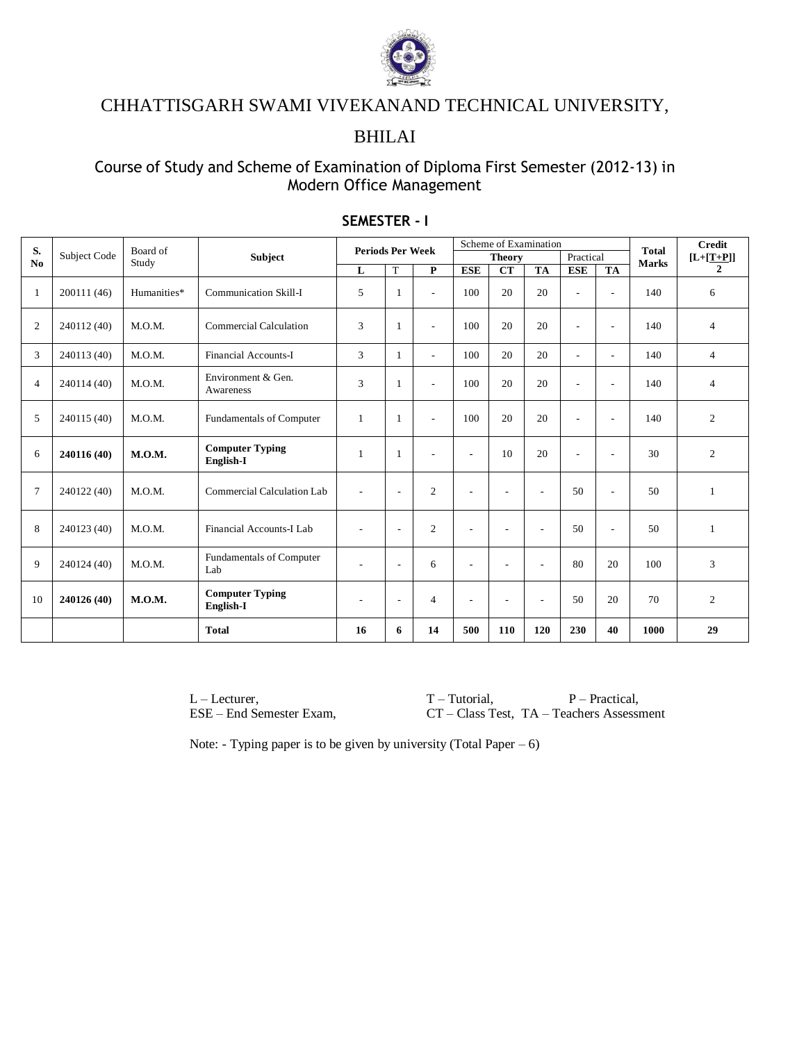# CHHATTISGARH SWAMI VIVEKANAND TECHNICAL UNIVERSITY, BHILAI

## Course of Study and Scheme of Examination of Diploma First Semester (2012-13) in Modern Office Management

### SEMESTER - I

| S. No | Subject Code | Board of Study | Subject | Periods Per Week | | | Scheme of Examination | | | | | Total Marks | Credit [L+[T+P]] |
|---|---|---|---|---|---|---|---|---|---|---|---|---|---|
| | | | | | | | Theory | | | Practical | | | |
| | | | | L | T | P | ESE | CT | TA | ESE | TA | | 2 |
| 1 | 200111 (46) | Humanities* | Communication Skill-I | 5 | 1 | - | 100 | 20 | 20 | - | - | 140 | 6 |
| 2 | 240112 (40) | M.O.M. | Commercial Calculation | 3 | 1 | - | 100 | 20 | 20 | - | - | 140 | 4 |
| 3 | 240113 (40) | M.O.M. | Financial Accounts-I | 3 | 1 | - | 100 | 20 | 20 | - | - | 140 | 4 |
| 4 | 240114 (40) | M.O.M. | Environment & Gen. Awareness | 3 | 1 | - | 100 | 20 | 20 | - | - | 140 | 4 |
| 5 | 240115 (40) | M.O.M. | Fundamentals of Computer | 1 | 1 | - | 100 | 20 | 20 | - | - | 140 | 2 |
| 6 | **240116 (40)** | **M.O.M.** | **Computer Typing English-I** | 1 | 1 | - | - | 10 | 20 | - | - | 30 | 2 |
| 7 | 240122 (40) | M.O.M. | Commercial Calculation Lab | - | - | 2 | - | - | - | 50 | - | 50 | 1 |
| 8 | 240123 (40) | M.O.M. | Financial Accounts-I Lab | - | - | 2 | - | - | - | 50 | - | 50 | 1 |
| 9 | 240124 (40) | M.O.M. | Fundamentals of Computer Lab | - | - | 6 | - | - | - | 80 | 20 | 100 | 3 |
| 10 | **240126 (40)** | **M.O.M.** | **Computer Typing English-I** | - | - | 4 | - | - | - | 50 | 20 | 70 | 2 |
| | | | **Total** | **16** | **6** | **14** | **500** | **110** | **120** | **230** | **40** | **1000** | **29** |

L – Lecturer, T – Tutorial, P – Practical,
ESE – End Semester Exam, CT – Class Test, TA – Teachers Assessment

Note: - Typing paper is to be given by university (Total Paper – 6)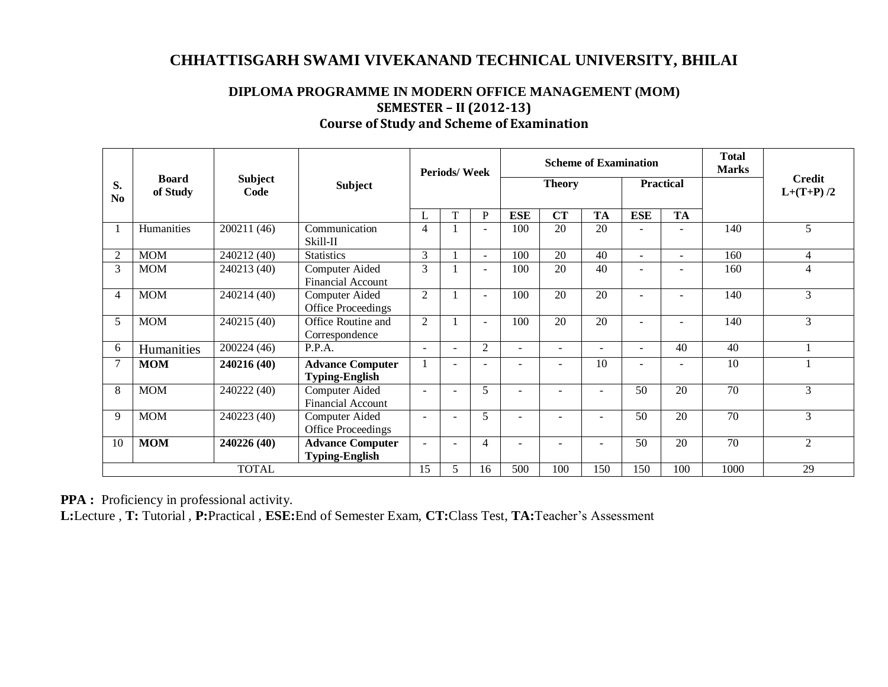# CHHATTISGARH SWAMI VIVEKANAND TECHNICAL UNIVERSITY, BHILAI

## DIPLOMA PROGRAMME IN MODERN OFFICE MANAGEMENT (MOM)

### SEMESTER – II (2012-13)

### Course of Study and Scheme of Examination

| S. No | Board of Study | Subject Code | Subject | Periods/ Week | | | Scheme of Examination | | | | | Total Marks | Credit L+(T+P) /2 |
|---|---|---|---|---|---|---|---|---|---|---|---|---|---|
| | | | | | | | Theory | | | Practical | | | |
| | | | | L | T | P | ESE | CT | TA | ESE | TA | | |
| 1 | Humanities | 200211 (46) | Communication Skill-II | 4 | 1 | - | 100 | 20 | 20 | - | - | 140 | 5 |
| 2 | MOM | 240212 (40) | Statistics | 3 | 1 | - | 100 | 20 | 40 | - | - | 160 | 4 |
| 3 | MOM | 240213 (40) | Computer Aided Financial Account | 3 | 1 | - | 100 | 20 | 40 | - | - | 160 | 4 |
| 4 | MOM | 240214 (40) | Computer Aided Office Proceedings | 2 | 1 | - | 100 | 20 | 20 | - | - | 140 | 3 |
| 5 | MOM | 240215 (40) | Office Routine and Correspondence | 2 | 1 | - | 100 | 20 | 20 | - | - | 140 | 3 |
| 6 | Humanities | 200224 (46) | P.P.A. | - | - | 2 | - | - | - | - | 40 | 40 | 1 |
| 7 | **MOM** | **240216 (40)** | **Advance Computer Typing-English** | 1 | - | - | - | - | 10 | - | - | 10 | 1 |
| 8 | MOM | 240222 (40) | Computer Aided Financial Account | - | - | 5 | - | - | - | 50 | 20 | 70 | 3 |
| 9 | MOM | 240223 (40) | Computer Aided Office Proceedings | - | - | 5 | - | - | - | 50 | 20 | 70 | 3 |
| 10 | **MOM** | **240226 (40)** | **Advance Computer Typing-English** | - | - | 4 | - | - | - | 50 | 20 | 70 | 2 |
| TOTAL | | | | 15 | 5 | 16 | 500 | 100 | 150 | 150 | 100 | 1000 | 29 |

**PPA :** Proficiency in professional activity.

**L:**Lecture , **T:** Tutorial , **P:**Practical , **ESE:**End of Semester Exam, **CT:**Class Test, **TA:**Teacher's Assessment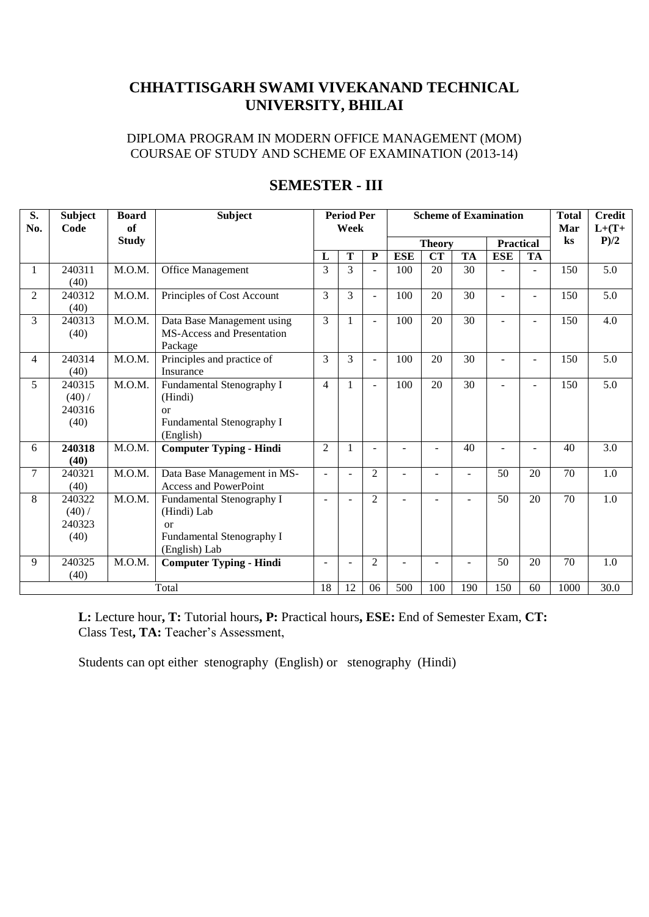# CHHATTISGARH SWAMI VIVEKANAND TECHNICAL UNIVERSITY, BHILAI

DIPLOMA PROGRAM IN MODERN OFFICE MANAGEMENT (MOM)
COURSAE OF STUDY AND SCHEME OF EXAMINATION (2013-14)

## SEMESTER - III

| S. No. | Subject Code | Board of Study | Subject | Period Per Week | | | Scheme of Examination | | | | | Total Marks | Credit L+(T+P)/2 |
|---|---|---|---|---|---|---|---|---|---|---|---|---|---|
| | | | | | | | Theory | | | Practical | | | |
| | | | | L | T | P | ESE | CT | TA | ESE | TA | | |
| 1 | 240311 (40) | M.O.M. | Office Management | 3 | 3 | - | 100 | 20 | 30 | - | - | 150 | 5.0 |
| 2 | 240312 (40) | M.O.M. | Principles of Cost Account | 3 | 3 | - | 100 | 20 | 30 | - | - | 150 | 5.0 |
| 3 | 240313 (40) | M.O.M. | Data Base Management using MS-Access and Presentation Package | 3 | 1 | - | 100 | 20 | 30 | - | - | 150 | 4.0 |
| 4 | 240314 (40) | M.O.M. | Principles and practice of Insurance | 3 | 3 | - | 100 | 20 | 30 | - | - | 150 | 5.0 |
| 5 | 240315 (40) / 240316 (40) | M.O.M. | Fundamental Stenography I (Hindi) or Fundamental Stenography I (English) | 4 | 1 | - | 100 | 20 | 30 | - | - | 150 | 5.0 |
| 6 | **240318 (40)** | M.O.M. | **Computer Typing - Hindi** | 2 | 1 | - | - | - | 40 | - | - | 40 | 3.0 |
| 7 | 240321 (40) | M.O.M. | Data Base Management in MS-Access and PowerPoint | - | - | 2 | - | - | - | 50 | 20 | 70 | 1.0 |
| 8 | 240322 (40) / 240323 (40) | M.O.M. | Fundamental Stenography I (Hindi) Lab or Fundamental Stenography I (English) Lab | - | - | 2 | - | - | - | 50 | 20 | 70 | 1.0 |
| 9 | 240325 (40) | M.O.M. | **Computer Typing - Hindi** | - | - | 2 | - | - | - | 50 | 20 | 70 | 1.0 |
| Total | | | | 18 | 12 | 06 | 500 | 100 | 190 | 150 | 60 | 1000 | 30.0 |

**L:** Lecture hour**, T:** Tutorial hours**, P:** Practical hours**, ESE:** End of Semester Exam, **CT:** Class Test**, TA:** Teacher's Assessment,

Students can opt either stenography (English) or stenography (Hindi)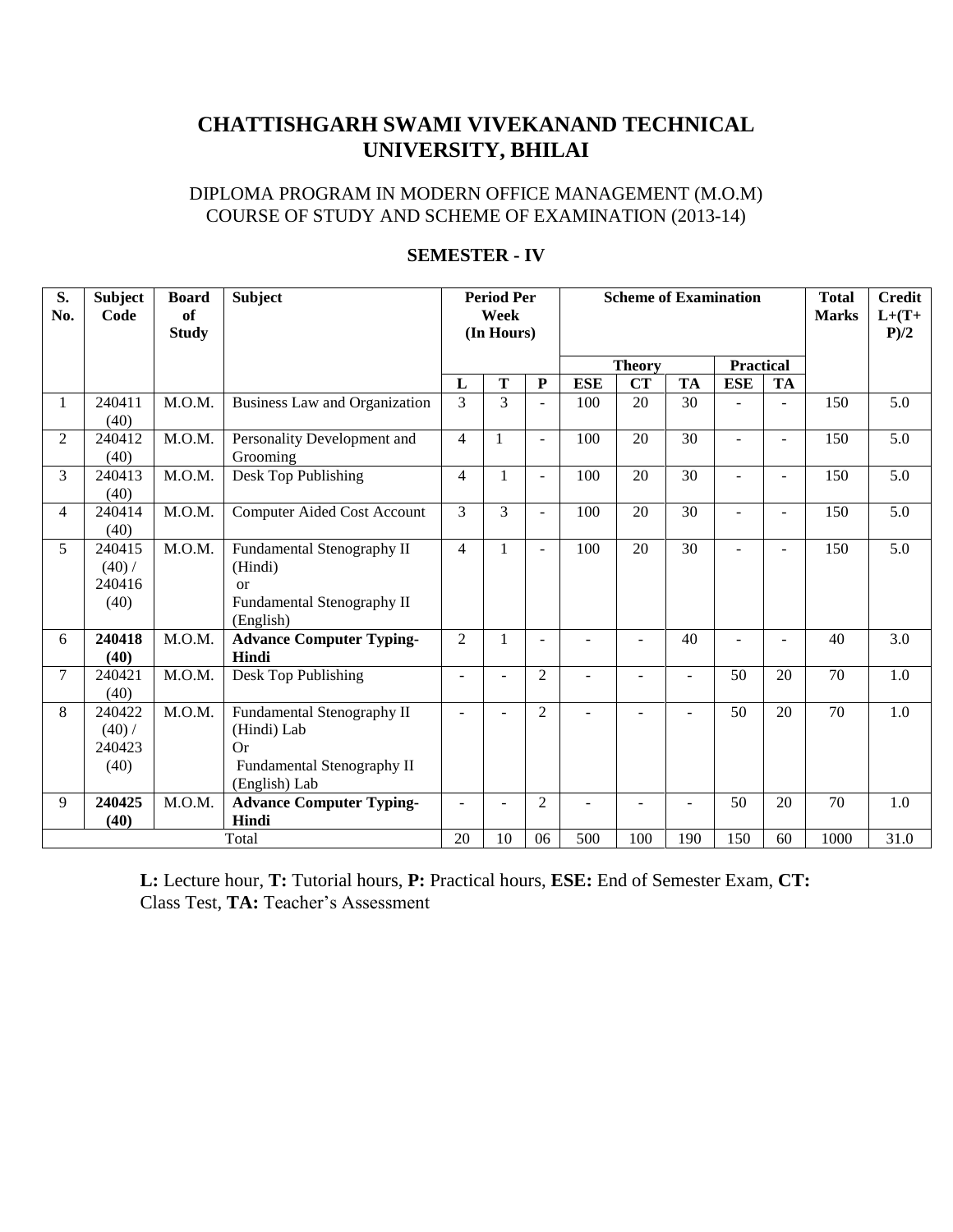# CHATTISHGARH SWAMI VIVEKANAND TECHNICAL UNIVERSITY, BHILAI

DIPLOMA PROGRAM IN MODERN OFFICE MANAGEMENT (M.O.M)
COURSE OF STUDY AND SCHEME OF EXAMINATION (2013-14)

## SEMESTER - IV

| S. No. | Subject Code | Board of Study | Subject | Period Per Week (In Hours) | | | Scheme of Examination | | | | | Total Marks | Credit L+(T+P)/2 |
|---|---|---|---|---|---|---|---|---|---|---|---|---|---|
| | | | | | | | Theory | | | Practical | | | |
| | | | | L | T | P | ESE | CT | TA | ESE | TA | | |
| 1 | 240411 (40) | M.O.M. | Business Law and Organization | 3 | 3 | - | 100 | 20 | 30 | - | - | 150 | 5.0 |
| 2 | 240412 (40) | M.O.M. | Personality Development and Grooming | 4 | 1 | - | 100 | 20 | 30 | - | - | 150 | 5.0 |
| 3 | 240413 (40) | M.O.M. | Desk Top Publishing | 4 | 1 | - | 100 | 20 | 30 | - | - | 150 | 5.0 |
| 4 | 240414 (40) | M.O.M. | Computer Aided Cost Account | 3 | 3 | - | 100 | 20 | 30 | - | - | 150 | 5.0 |
| 5 | 240415 (40) / 240416 (40) | M.O.M. | Fundamental Stenography II (Hindi) or Fundamental Stenography II (English) | 4 | 1 | - | 100 | 20 | 30 | - | - | 150 | 5.0 |
| 6 | **240418 (40)** | M.O.M. | **Advance Computer Typing-Hindi** | 2 | 1 | - | - | - | 40 | - | - | 40 | 3.0 |
| 7 | 240421 (40) | M.O.M. | Desk Top Publishing | - | - | 2 | - | - | - | 50 | 20 | 70 | 1.0 |
| 8 | 240422 (40) / 240423 (40) | M.O.M. | Fundamental Stenography II (Hindi) Lab Or Fundamental Stenography II (English) Lab | - | - | 2 | - | - | - | 50 | 20 | 70 | 1.0 |
| 9 | **240425 (40)** | M.O.M. | **Advance Computer Typing-Hindi** | - | - | 2 | - | - | - | 50 | 20 | 70 | 1.0 |
| | | | Total | 20 | 10 | 06 | 500 | 100 | 190 | 150 | 60 | 1000 | 31.0 |

**L:** Lecture hour, **T:** Tutorial hours, **P:** Practical hours, **ESE:** End of Semester Exam, **CT:** Class Test, **TA:** Teacher's Assessment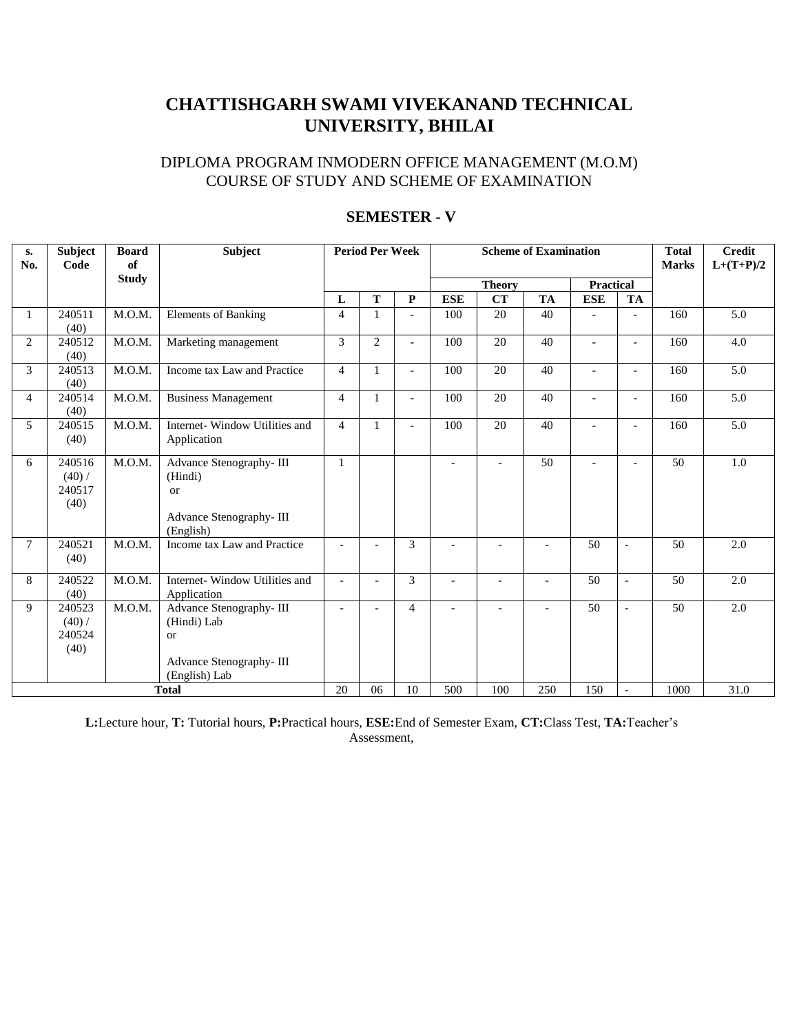# CHATTISHGARH SWAMI VIVEKANAND TECHNICAL UNIVERSITY, BHILAI

DIPLOMA PROGRAM INMODERN OFFICE MANAGEMENT (M.O.M)
COURSE OF STUDY AND SCHEME OF EXAMINATION

## SEMESTER - V

| s. No. | Subject Code | Board of Study | Subject | Period Per Week | | | Scheme of Examination | | | | | Total Marks | Credit L+(T+P)/2 |
|---|---|---|---|---|---|---|---|---|---|---|---|---|---|
| | | | | | | | Theory | | | Practical | | | |
| | | | | L | T | P | ESE | CT | TA | ESE | TA | | |
| 1 | 240511 (40) | M.O.M. | Elements of Banking | 4 | 1 | - | 100 | 20 | 40 | - | - | 160 | 5.0 |
| 2 | 240512 (40) | M.O.M. | Marketing management | 3 | 2 | - | 100 | 20 | 40 | - | - | 160 | 4.0 |
| 3 | 240513 (40) | M.O.M. | Income tax Law and Practice | 4 | 1 | - | 100 | 20 | 40 | - | - | 160 | 5.0 |
| 4 | 240514 (40) | M.O.M. | Business Management | 4 | 1 | - | 100 | 20 | 40 | - | - | 160 | 5.0 |
| 5 | 240515 (40) | M.O.M. | Internet- Window Utilities and Application | 4 | 1 | - | 100 | 20 | 40 | - | - | 160 | 5.0 |
| 6 | 240516 (40) / 240517 (40) | M.O.M. | Advance Stenography- III (Hindi) or Advance Stenography- III (English) | 1 | | | - | - | 50 | - | - | 50 | 1.0 |
| 7 | 240521 (40) | M.O.M. | Income tax Law and Practice | - | - | 3 | - | - | - | 50 | - | 50 | 2.0 |
| 8 | 240522 (40) | M.O.M. | Internet- Window Utilities and Application | - | - | 3 | - | - | - | 50 | - | 50 | 2.0 |
| 9 | 240523 (40) / 240524 (40) | M.O.M. | Advance Stenography- III (Hindi) Lab or Advance Stenography- III (English) Lab | - | - | 4 | - | - | - | 50 | - | 50 | 2.0 |
| **Total** | | | | 20 | 06 | 10 | 500 | 100 | 250 | 150 | - | 1000 | 31.0 |

**L:**Lecture hour, **T:** Tutorial hours, **P:**Practical hours, **ESE:**End of Semester Exam, **CT:**Class Test, **TA:**Teacher's Assessment,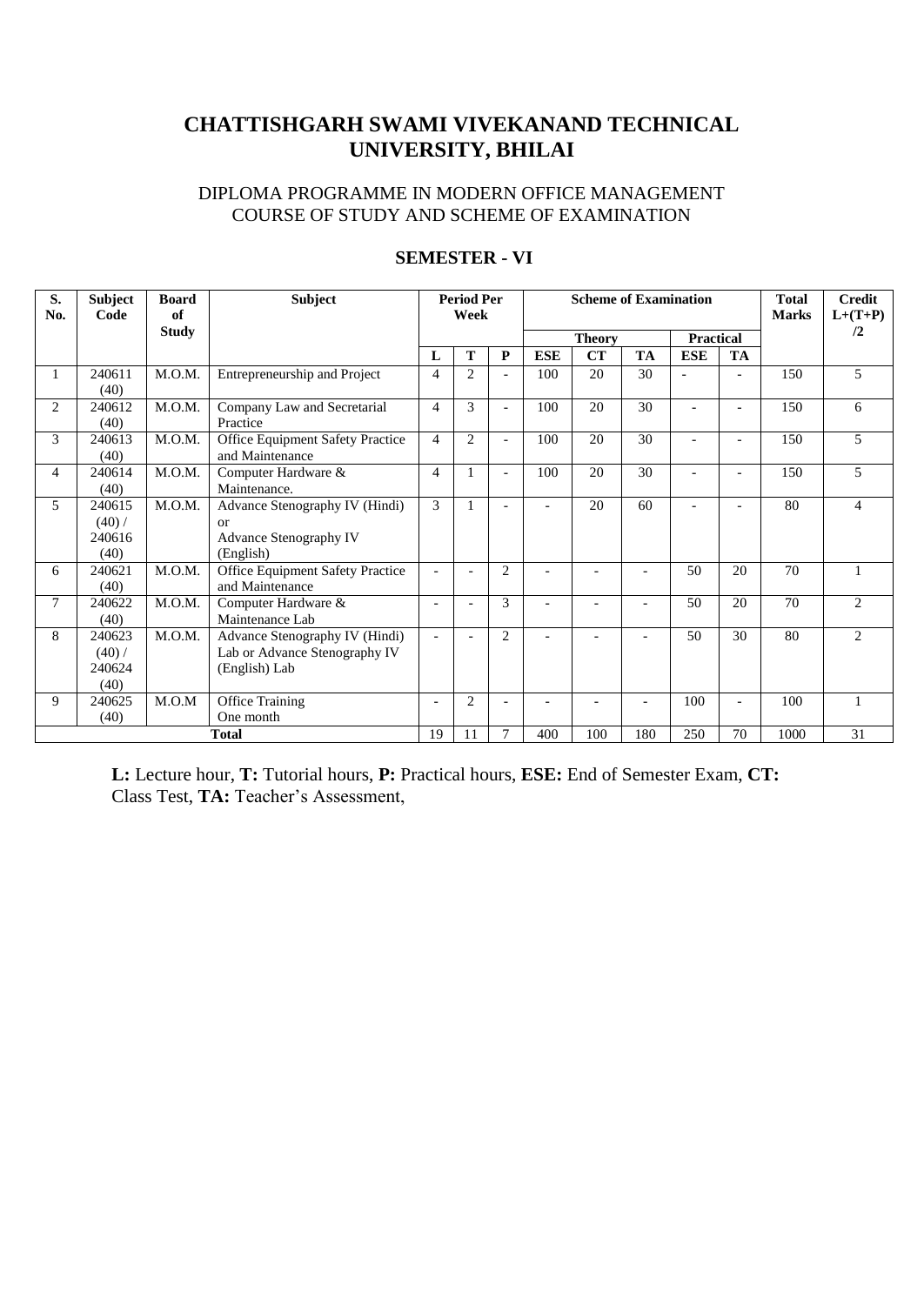# CHATTISHGARH SWAMI VIVEKANAND TECHNICAL UNIVERSITY, BHILAI

DIPLOMA PROGRAMME IN MODERN OFFICE MANAGEMENT
COURSE OF STUDY AND SCHEME OF EXAMINATION

## SEMESTER - VI

| S. No. | Subject Code | Board of Study | Subject | Period Per Week | | | Scheme of Examination | | | | | Total Marks | Credit L+(T+P) /2 |
|---|---|---|---|---|---|---|---|---|---|---|---|---|---|
| | | | | | | | Theory | | | Practical | | | |
| | | | | L | T | P | ESE | CT | TA | ESE | TA | | |
| 1 | 240611 (40) | M.O.M. | Entrepreneurship and Project | 4 | 2 | - | 100 | 20 | 30 | - | - | 150 | 5 |
| 2 | 240612 (40) | M.O.M. | Company Law and Secretarial Practice | 4 | 3 | - | 100 | 20 | 30 | - | - | 150 | 6 |
| 3 | 240613 (40) | M.O.M. | Office Equipment Safety Practice and Maintenance | 4 | 2 | - | 100 | 20 | 30 | - | - | 150 | 5 |
| 4 | 240614 (40) | M.O.M. | Computer Hardware & Maintenance. | 4 | 1 | - | 100 | 20 | 30 | - | - | 150 | 5 |
| 5 | 240615 (40) / 240616 (40) | M.O.M. | Advance Stenography IV (Hindi) or Advance Stenography IV (English) | 3 | 1 | - | - | 20 | 60 | - | - | 80 | 4 |
| 6 | 240621 (40) | M.O.M. | Office Equipment Safety Practice and Maintenance | - | - | 2 | - | - | - | 50 | 20 | 70 | 1 |
| 7 | 240622 (40) | M.O.M. | Computer Hardware & Maintenance Lab | - | - | 3 | - | - | - | 50 | 20 | 70 | 2 |
| 8 | 240623 (40) / 240624 (40) | M.O.M. | Advance Stenography IV (Hindi) Lab or Advance Stenography IV (English) Lab | - | - | 2 | - | - | - | 50 | 30 | 80 | 2 |
| 9 | 240625 (40) | M.O.M | Office Training One month | - | 2 | - | - | - | - | 100 | - | 100 | 1 |
| | | | **Total** | 19 | 11 | 7 | 400 | 100 | 180 | 250 | 70 | 1000 | 31 |

**L:** Lecture hour, **T:** Tutorial hours, **P:** Practical hours, **ESE:** End of Semester Exam, **CT:** Class Test, **TA:** Teacher's Assessment,